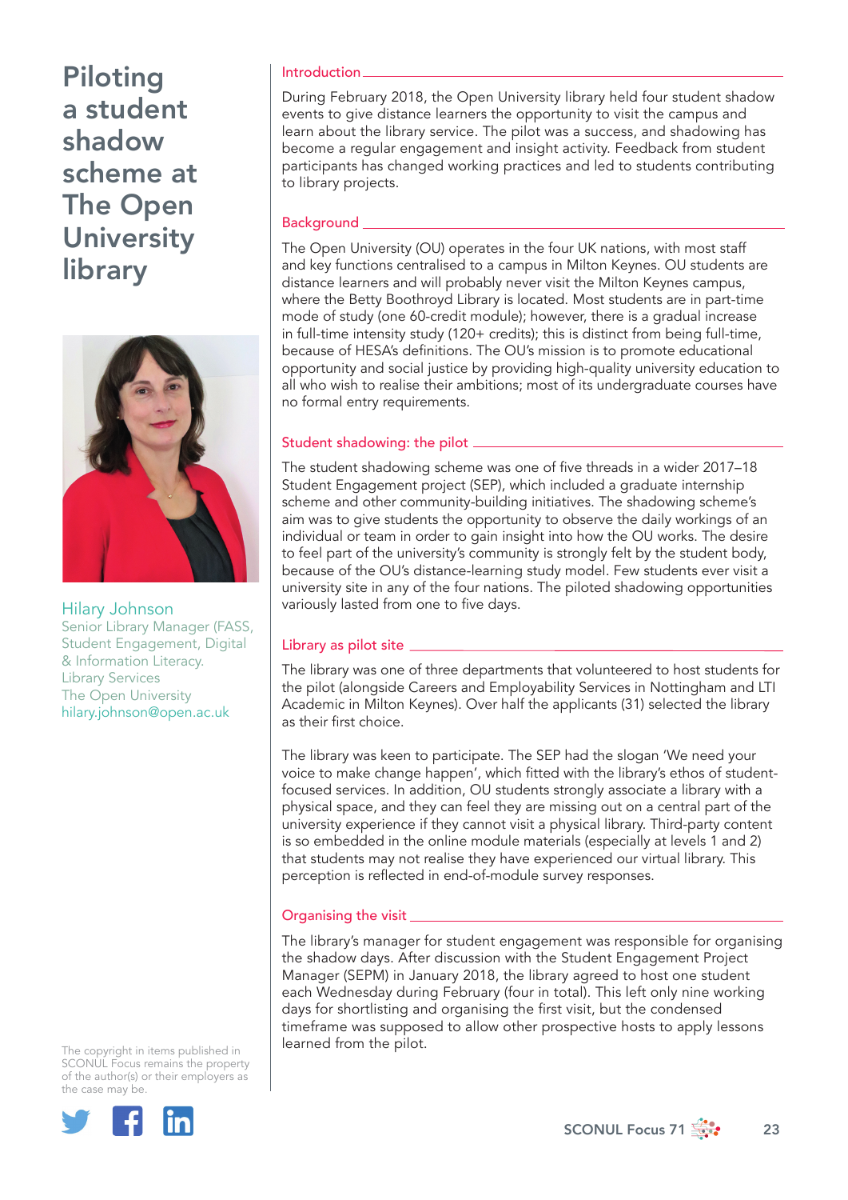# Piloting a student shadow scheme at The Open University library

Hilary Johnson
Senior Library Manager (FASS, Student Engagement, Digital & Information Literacy.
Library Services
The Open University
hilary.johnson@open.ac.uk

## Introduction

During February 2018, the Open University library held four student shadow events to give distance learners the opportunity to visit the campus and learn about the library service. The pilot was a success, and shadowing has become a regular engagement and insight activity. Feedback from student participants has changed working practices and led to students contributing to library projects.

## Background

The Open University (OU) operates in the four UK nations, with most staff and key functions centralised to a campus in Milton Keynes. OU students are distance learners and will probably never visit the Milton Keynes campus, where the Betty Boothroyd Library is located. Most students are in part-time mode of study (one 60-credit module); however, there is a gradual increase in full-time intensity study (120+ credits); this is distinct from being full-time, because of HESA's definitions. The OU's mission is to promote educational opportunity and social justice by providing high-quality university education to all who wish to realise their ambitions; most of its undergraduate courses have no formal entry requirements.

## Student shadowing: the pilot

The student shadowing scheme was one of five threads in a wider 2017–18 Student Engagement project (SEP), which included a graduate internship scheme and other community-building initiatives. The shadowing scheme's aim was to give students the opportunity to observe the daily workings of an individual or team in order to gain insight into how the OU works. The desire to feel part of the university's community is strongly felt by the student body, because of the OU's distance-learning study model. Few students ever visit a university site in any of the four nations. The piloted shadowing opportunities variously lasted from one to five days.

## Library as pilot site

The library was one of three departments that volunteered to host students for the pilot (alongside Careers and Employability Services in Nottingham and LTI Academic in Milton Keynes). Over half the applicants (31) selected the library as their first choice.

The library was keen to participate. The SEP had the slogan 'We need your voice to make change happen', which fitted with the library's ethos of student-focused services. In addition, OU students strongly associate a library with a physical space, and they can feel they are missing out on a central part of the university experience if they cannot visit a physical library. Third-party content is so embedded in the online module materials (especially at levels 1 and 2) that students may not realise they have experienced our virtual library. This perception is reflected in end-of-module survey responses.

## Organising the visit

The library's manager for student engagement was responsible for organising the shadow days. After discussion with the Student Engagement Project Manager (SEPM) in January 2018, the library agreed to host one student each Wednesday during February (four in total). This left only nine working days for shortlisting and organising the first visit, but the condensed timeframe was supposed to allow other prospective hosts to apply lessons learned from the pilot.

The copyright in items published in SCONUL Focus remains the property of the author(s) or their employers as the case may be.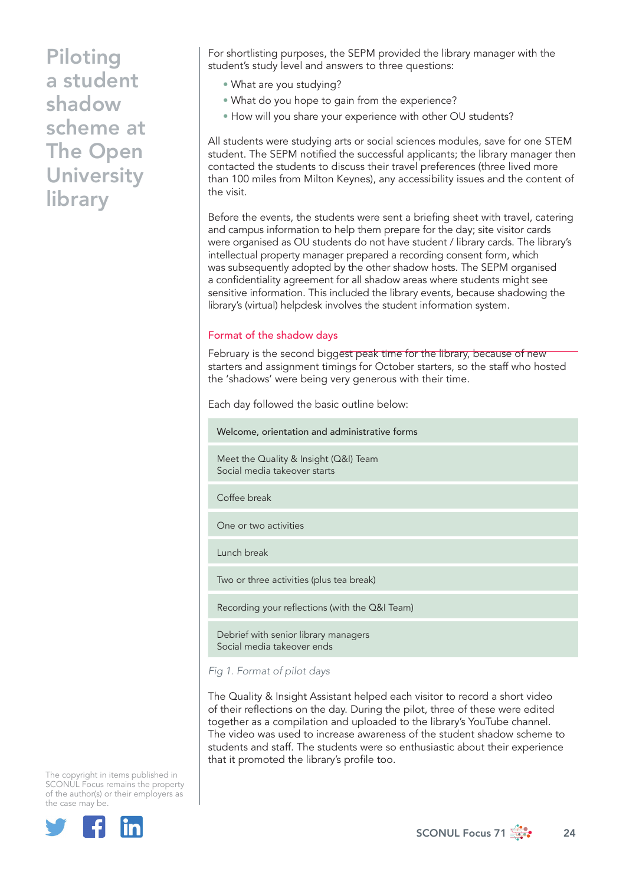# Piloting a student shadow scheme at The Open University library

For shortlisting purposes, the SEPM provided the library manager with the student's study level and answers to three questions:

- What are you studying?
- What do you hope to gain from the experience?
- How will you share your experience with other OU students?

All students were studying arts or social sciences modules, save for one STEM student. The SEPM notified the successful applicants; the library manager then contacted the students to discuss their travel preferences (three lived more than 100 miles from Milton Keynes), any accessibility issues and the content of the visit.

Before the events, the students were sent a briefing sheet with travel, catering and campus information to help them prepare for the day; site visitor cards were organised as OU students do not have student / library cards. The library's intellectual property manager prepared a recording consent form, which was subsequently adopted by the other shadow hosts. The SEPM organised a confidentiality agreement for all shadow areas where students might see sensitive information. This included the library events, because shadowing the library's (virtual) helpdesk involves the student information system.

## Format of the shadow days

February is the second biggest peak time for the library, because of new starters and assignment timings for October starters, so the staff who hosted the 'shadows' were being very generous with their time.

Each day followed the basic outline below:

| |
|---|
| Welcome, orientation and administrative forms |
| Meet the Quality & Insight (Q&I) Team<br>Social media takeover starts |
| Coffee break |
| One or two activities |
| Lunch break |
| Two or three activities (plus tea break) |
| Recording your reflections (with the Q&I Team) |
| Debrief with senior library managers<br>Social media takeover ends |

*Fig 1. Format of pilot days*

The Quality & Insight Assistant helped each visitor to record a short video of their reflections on the day. During the pilot, three of these were edited together as a compilation and uploaded to the library's YouTube channel. The video was used to increase awareness of the student shadow scheme to students and staff. The students were so enthusiastic about their experience that it promoted the library's profile too.

The copyright in items published in SCONUL Focus remains the property of the author(s) or their employers as the case may be.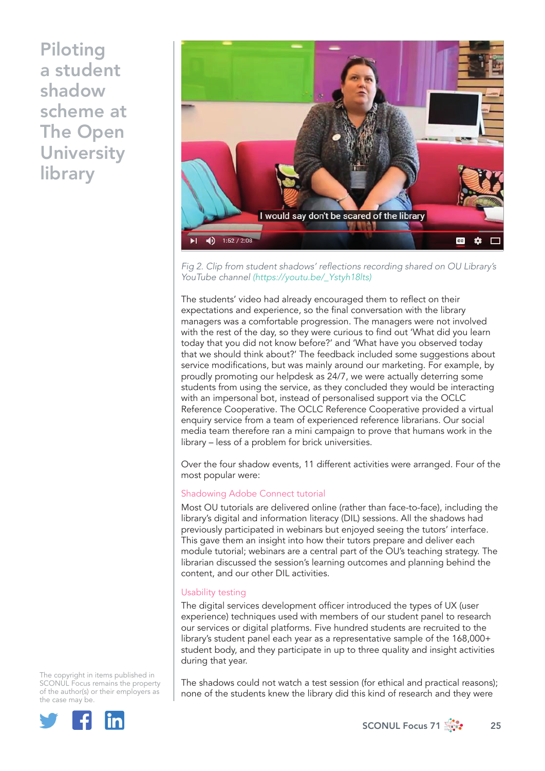Fig 2. Clip from student shadows' reflections recording shared on OU Library's YouTube channel (https://youtu.be/_Ystyh18lts)

The students' video had already encouraged them to reflect on their expectations and experience, so the final conversation with the library managers was a comfortable progression. The managers were not involved with the rest of the day, so they were curious to find out 'What did you learn today that you did not know before?' and 'What have you observed today that we should think about?' The feedback included some suggestions about service modifications, but was mainly around our marketing. For example, by proudly promoting our helpdesk as 24/7, we were actually deterring some students from using the service, as they concluded they would be interacting with an impersonal bot, instead of personalised support via the OCLC Reference Cooperative. The OCLC Reference Cooperative provided a virtual enquiry service from a team of experienced reference librarians. Our social media team therefore ran a mini campaign to prove that humans work in the library – less of a problem for brick universities.

Over the four shadow events, 11 different activities were arranged. Four of the most popular were:

### Shadowing Adobe Connect tutorial

Most OU tutorials are delivered online (rather than face-to-face), including the library's digital and information literacy (DIL) sessions. All the shadows had previously participated in webinars but enjoyed seeing the tutors' interface. This gave them an insight into how their tutors prepare and deliver each module tutorial; webinars are a central part of the OU's teaching strategy. The librarian discussed the session's learning outcomes and planning behind the content, and our other DIL activities.

### Usability testing

The digital services development officer introduced the types of UX (user experience) techniques used with members of our student panel to research our services or digital platforms. Five hundred students are recruited to the library's student panel each year as a representative sample of the 168,000+ student body, and they participate in up to three quality and insight activities during that year.

The shadows could not watch a test session (for ethical and practical reasons); none of the students knew the library did this kind of research and they were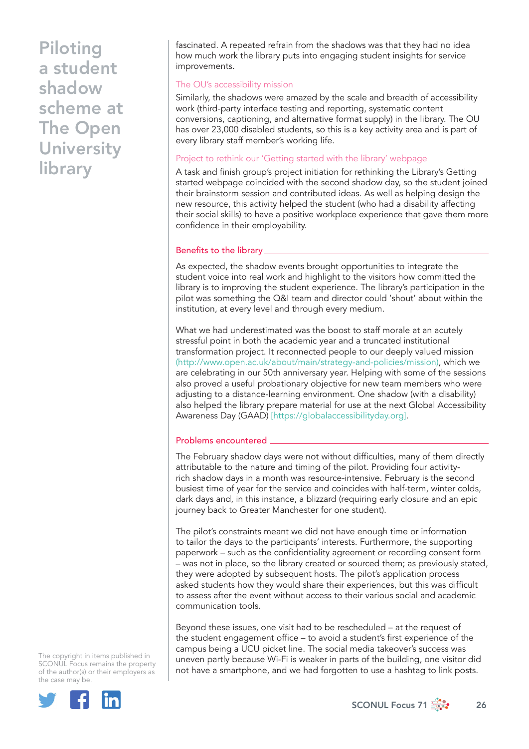fascinated. A repeated refrain from the shadows was that they had no idea how much work the library puts into engaging student insights for service improvements.

### The OU's accessibility mission

Similarly, the shadows were amazed by the scale and breadth of accessibility work (third-party interface testing and reporting, systematic content conversions, captioning, and alternative format supply) in the library. The OU has over 23,000 disabled students, so this is a key activity area and is part of every library staff member's working life.

### Project to rethink our 'Getting started with the library' webpage

A task and finish group's project initiation for rethinking the Library's Getting started webpage coincided with the second shadow day, so the student joined their brainstorm session and contributed ideas. As well as helping design the new resource, this activity helped the student (who had a disability affecting their social skills) to have a positive workplace experience that gave them more confidence in their employability.

## Benefits to the library

As expected, the shadow events brought opportunities to integrate the student voice into real work and highlight to the visitors how committed the library is to improving the student experience. The library's participation in the pilot was something the Q&I team and director could 'shout' about within the institution, at every level and through every medium.

What we had underestimated was the boost to staff morale at an acutely stressful point in both the academic year and a truncated institutional transformation project. It reconnected people to our deeply valued mission (http://www.open.ac.uk/about/main/strategy-and-policies/mission), which we are celebrating in our 50th anniversary year. Helping with some of the sessions also proved a useful probationary objective for new team members who were adjusting to a distance-learning environment. One shadow (with a disability) also helped the library prepare material for use at the next Global Accessibility Awareness Day (GAAD) [https://globalaccessibilityday.org].

## Problems encountered

The February shadow days were not without difficulties, many of them directly attributable to the nature and timing of the pilot. Providing four activity-rich shadow days in a month was resource-intensive. February is the second busiest time of year for the service and coincides with half-term, winter colds, dark days and, in this instance, a blizzard (requiring early closure and an epic journey back to Greater Manchester for one student).

The pilot's constraints meant we did not have enough time or information to tailor the days to the participants' interests. Furthermore, the supporting paperwork – such as the confidentiality agreement or recording consent form – was not in place, so the library created or sourced them; as previously stated, they were adopted by subsequent hosts. The pilot's application process asked students how they would share their experiences, but this was difficult to assess after the event without access to their various social and academic communication tools.

Beyond these issues, one visit had to be rescheduled – at the request of the student engagement office – to avoid a student's first experience of the campus being a UCU picket line. The social media takeover's success was uneven partly because Wi-Fi is weaker in parts of the building, one visitor did not have a smartphone, and we had forgotten to use a hashtag to link posts.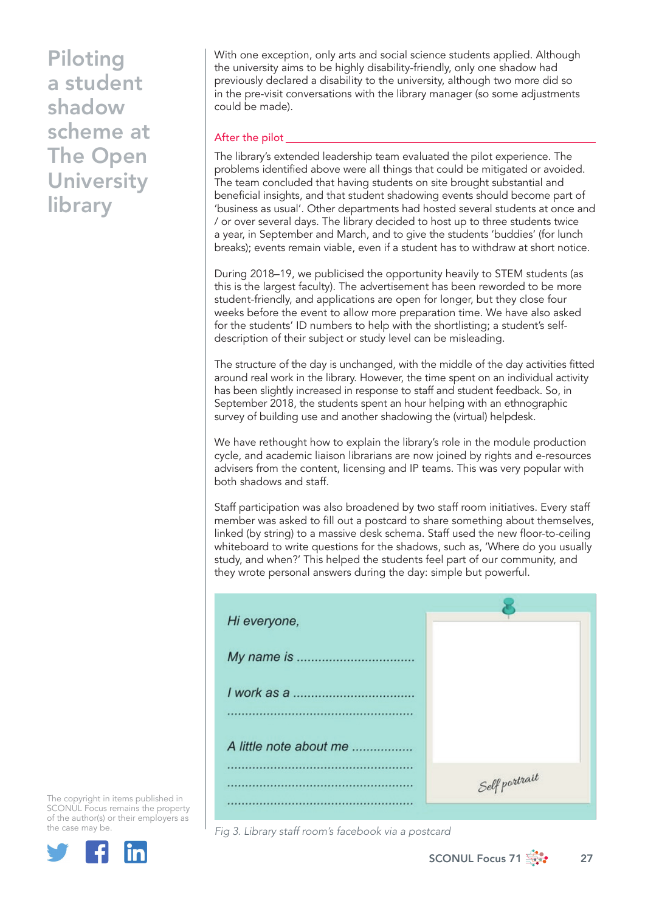# Piloting a student shadow scheme at The Open University library

With one exception, only arts and social science students applied. Although the university aims to be highly disability-friendly, only one shadow had previously declared a disability to the university, although two more did so in the pre-visit conversations with the library manager (so some adjustments could be made).

## After the pilot

The library's extended leadership team evaluated the pilot experience. The problems identified above were all things that could be mitigated or avoided. The team concluded that having students on site brought substantial and beneficial insights, and that student shadowing events should become part of 'business as usual'. Other departments had hosted several students at once and / or over several days. The library decided to host up to three students twice a year, in September and March, and to give the students 'buddies' (for lunch breaks); events remain viable, even if a student has to withdraw at short notice.

During 2018–19, we publicised the opportunity heavily to STEM students (as this is the largest faculty). The advertisement has been reworded to be more student-friendly, and applications are open for longer, but they close four weeks before the event to allow more preparation time. We have also asked for the students' ID numbers to help with the shortlisting; a student's self-description of their subject or study level can be misleading.

The structure of the day is unchanged, with the middle of the day activities fitted around real work in the library. However, the time spent on an individual activity has been slightly increased in response to staff and student feedback. So, in September 2018, the students spent an hour helping with an ethnographic survey of building use and another shadowing the (virtual) helpdesk.

We have rethought how to explain the library's role in the module production cycle, and academic liaison librarians are now joined by rights and e-resources advisers from the content, licensing and IP teams. This was very popular with both shadows and staff.

Staff participation was also broadened by two staff room initiatives. Every staff member was asked to fill out a postcard to share something about themselves, linked (by string) to a massive desk schema. Staff used the new floor-to-ceiling whiteboard to write questions for the shadows, such as, 'Where do you usually study, and when?' This helped the students feel part of our community, and they wrote personal answers during the day: simple but powerful.

*Hi everyone,*

*My name is ................................*

*I work as a ................................*

*................................................*

*A little note about me ................*

*................................................*

*................................................*

*................................................*

*Self portrait*

*Fig 3. Library staff room's facebook via a postcard*

The copyright in items published in SCONUL Focus remains the property of the author(s) or their employers as the case may be.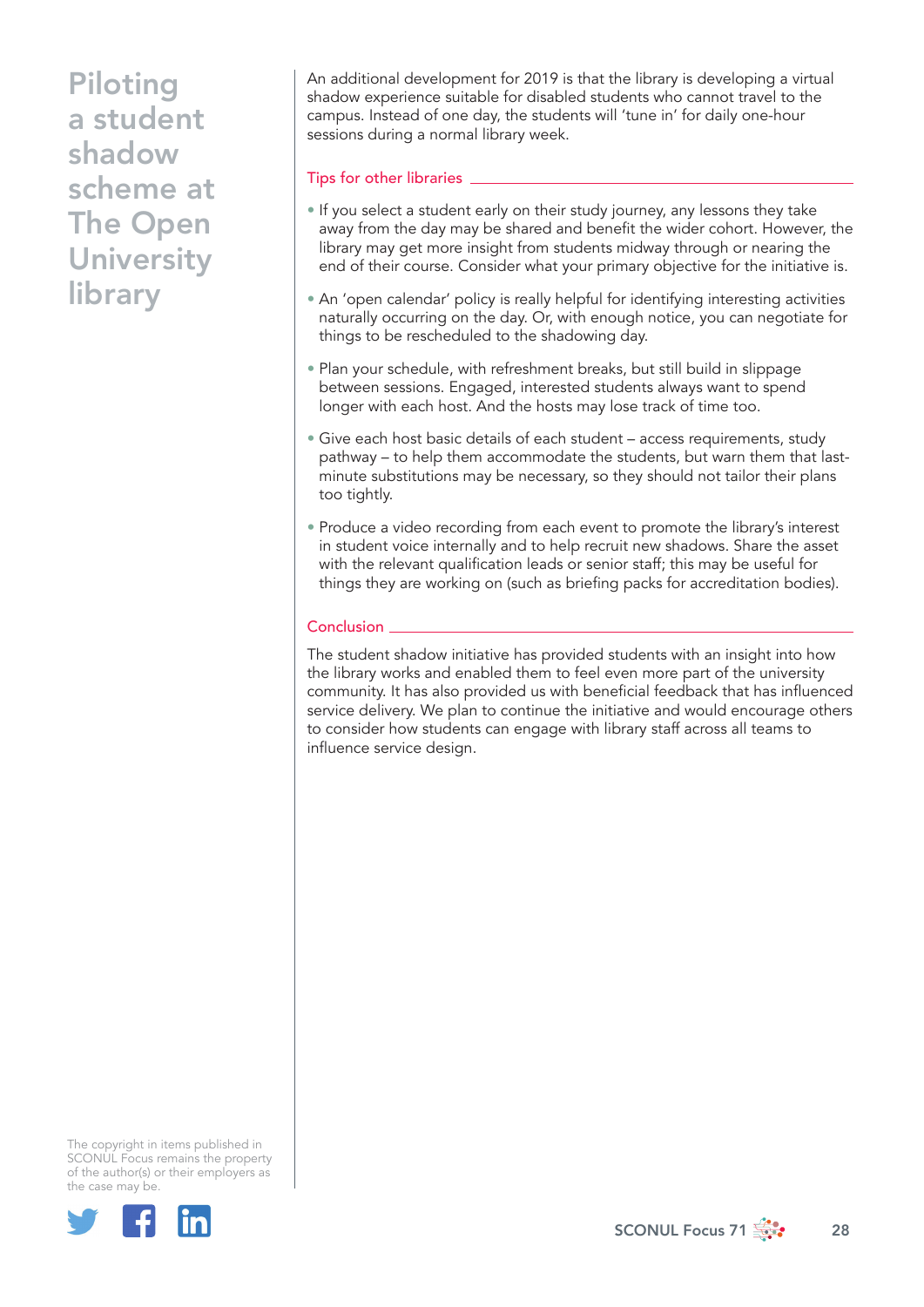# Piloting a student shadow scheme at The Open University library

An additional development for 2019 is that the library is developing a virtual shadow experience suitable for disabled students who cannot travel to the campus. Instead of one day, the students will 'tune in' for daily one-hour sessions during a normal library week.

## Tips for other libraries

- If you select a student early on their study journey, any lessons they take away from the day may be shared and benefit the wider cohort. However, the library may get more insight from students midway through or nearing the end of their course. Consider what your primary objective for the initiative is.
- An 'open calendar' policy is really helpful for identifying interesting activities naturally occurring on the day. Or, with enough notice, you can negotiate for things to be rescheduled to the shadowing day.
- Plan your schedule, with refreshment breaks, but still build in slippage between sessions. Engaged, interested students always want to spend longer with each host. And the hosts may lose track of time too.
- Give each host basic details of each student – access requirements, study pathway – to help them accommodate the students, but warn them that last-minute substitutions may be necessary, so they should not tailor their plans too tightly.
- Produce a video recording from each event to promote the library's interest in student voice internally and to help recruit new shadows. Share the asset with the relevant qualification leads or senior staff; this may be useful for things they are working on (such as briefing packs for accreditation bodies).

## Conclusion

The student shadow initiative has provided students with an insight into how the library works and enabled them to feel even more part of the university community. It has also provided us with beneficial feedback that has influenced service delivery. We plan to continue the initiative and would encourage others to consider how students can engage with library staff across all teams to influence service design.

The copyright in items published in SCONUL Focus remains the property of the author(s) or their employers as the case may be.